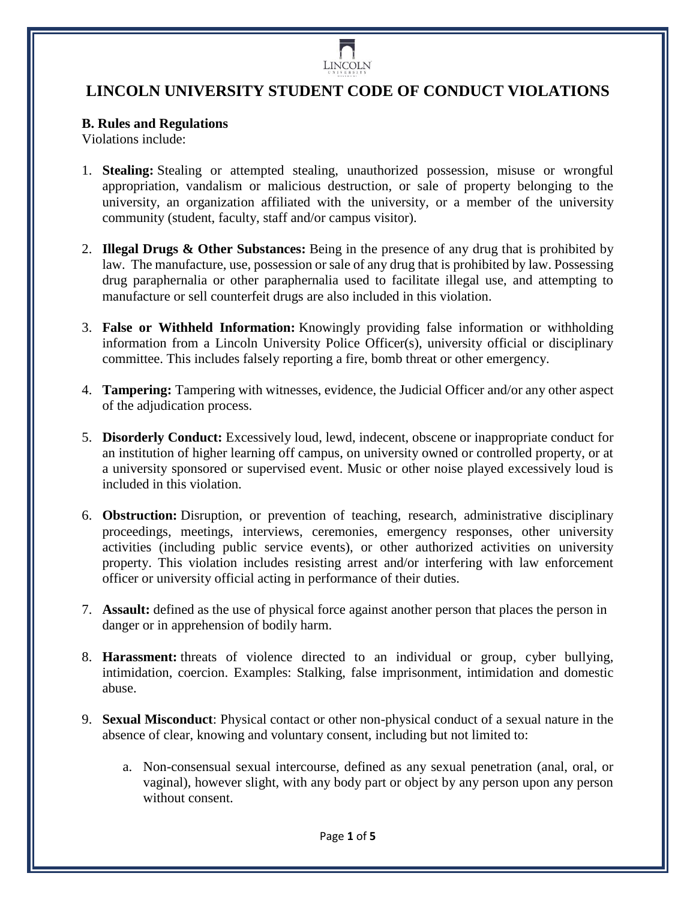# LINCOLN UNIVERSITY STUDENT CODE OF CONDUCT VIOLATIONS

**B. Rules and Regulations**

Violations include:

1. **Stealing:** Stealing or attempted stealing, unauthorized possession, misuse or wrongful appropriation, vandalism or malicious destruction, or sale of property belonging to the university, an organization affiliated with the university, or a member of the university community (student, faculty, staff and/or campus visitor).

2. **Illegal Drugs & Other Substances:** Being in the presence of any drug that is prohibited by law. The manufacture, use, possession or sale of any drug that is prohibited by law. Possessing drug paraphernalia or other paraphernalia used to facilitate illegal use, and attempting to manufacture or sell counterfeit drugs are also included in this violation.

3. **False or Withheld Information:** Knowingly providing false information or withholding information from a Lincoln University Police Officer(s), university official or disciplinary committee. This includes falsely reporting a fire, bomb threat or other emergency.

4. **Tampering:** Tampering with witnesses, evidence, the Judicial Officer and/or any other aspect of the adjudication process.

5. **Disorderly Conduct:** Excessively loud, lewd, indecent, obscene or inappropriate conduct for an institution of higher learning off campus, on university owned or controlled property, or at a university sponsored or supervised event. Music or other noise played excessively loud is included in this violation.

6. **Obstruction:** Disruption, or prevention of teaching, research, administrative disciplinary proceedings, meetings, interviews, ceremonies, emergency responses, other university activities (including public service events), or other authorized activities on university property. This violation includes resisting arrest and/or interfering with law enforcement officer or university official acting in performance of their duties.

7. **Assault:** defined as the use of physical force against another person that places the person in danger or in apprehension of bodily harm.

8. **Harassment:** threats of violence directed to an individual or group, cyber bullying, intimidation, coercion. Examples: Stalking, false imprisonment, intimidation and domestic abuse.

9. **Sexual Misconduct**: Physical contact or other non-physical conduct of a sexual nature in the absence of clear, knowing and voluntary consent, including but not limited to:

   a. Non-consensual sexual intercourse, defined as any sexual penetration (anal, oral, or vaginal), however slight, with any body part or object by any person upon any person without consent.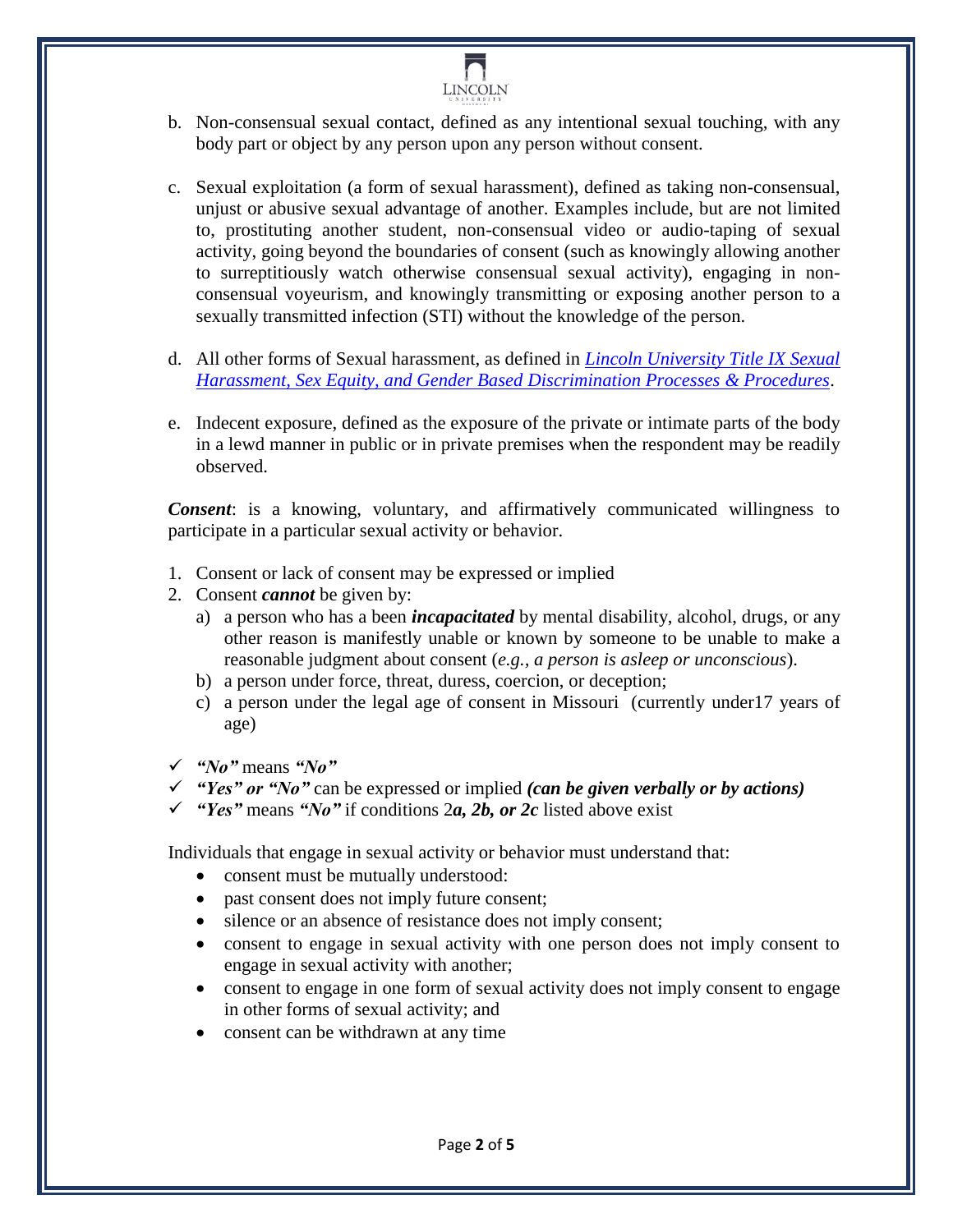b. Non-consensual sexual contact, defined as any intentional sexual touching, with any body part or object by any person upon any person without consent.

c. Sexual exploitation (a form of sexual harassment), defined as taking non-consensual, unjust or abusive sexual advantage of another. Examples include, but are not limited to, prostituting another student, non-consensual video or audio-taping of sexual activity, going beyond the boundaries of consent (such as knowingly allowing another to surreptitiously watch otherwise consensual sexual activity), engaging in non-consensual voyeurism, and knowingly transmitting or exposing another person to a sexually transmitted infection (STI) without the knowledge of the person.

d. All other forms of Sexual harassment, as defined in *Lincoln University Title IX Sexual Harassment, Sex Equity, and Gender Based Discrimination Processes & Procedures*.

e. Indecent exposure, defined as the exposure of the private or intimate parts of the body in a lewd manner in public or in private premises when the respondent may be readily observed.

***Consent***: is a knowing, voluntary, and affirmatively communicated willingness to participate in a particular sexual activity or behavior.

1. Consent or lack of consent may be expressed or implied
2. Consent ***cannot*** be given by:
   a) a person who has a been ***incapacitated*** by mental disability, alcohol, drugs, or any other reason is manifestly unable or known by someone to be unable to make a reasonable judgment about consent (*e.g., a person is asleep or unconscious*).
   b) a person under force, threat, duress, coercion, or deception;
   c) a person under the legal age of consent in Missouri (currently under17 years of age)

- ✓ ***"No"*** means ***"No"***
- ✓ ***"Yes" or "No"*** can be expressed or implied ***(can be given verbally or by actions)***
- ✓ ***"Yes"*** means ***"No"*** if conditions 2***a, 2b, or 2c*** listed above exist

Individuals that engage in sexual activity or behavior must understand that:

- consent must be mutually understood:
- past consent does not imply future consent;
- silence or an absence of resistance does not imply consent;
- consent to engage in sexual activity with one person does not imply consent to engage in sexual activity with another;
- consent to engage in one form of sexual activity does not imply consent to engage in other forms of sexual activity; and
- consent can be withdrawn at any time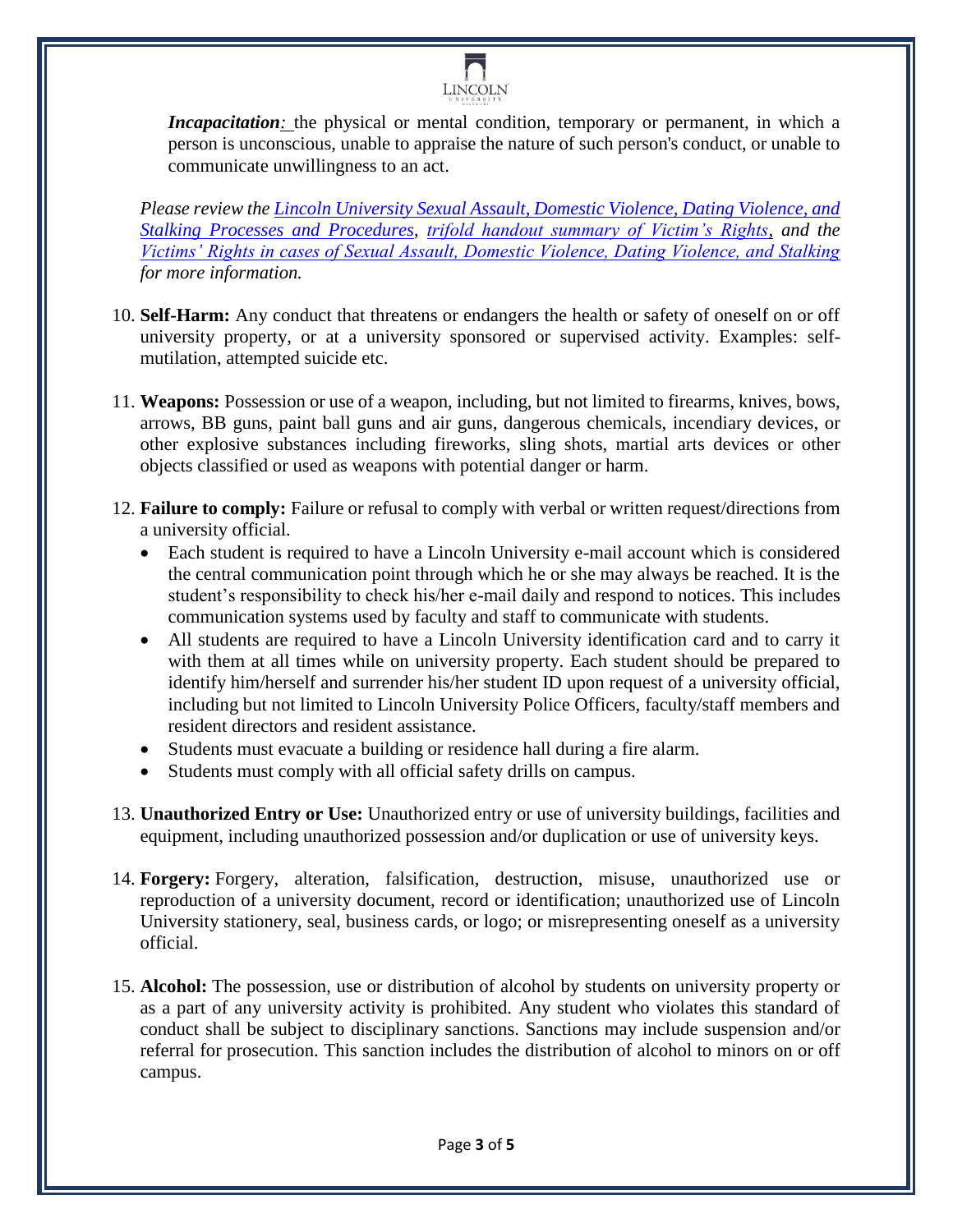***Incapacitation**:* the physical or mental condition, temporary or permanent, in which a person is unconscious, unable to appraise the nature of such person's conduct, or unable to communicate unwillingness to an act.

*Please review the Lincoln University Sexual Assault, Domestic Violence, Dating Violence, and Stalking Processes and Procedures, trifold handout summary of Victim's Rights, and the Victims' Rights in cases of Sexual Assault, Domestic Violence, Dating Violence, and Stalking for more information.*

10. **Self-Harm:** Any conduct that threatens or endangers the health or safety of oneself on or off university property, or at a university sponsored or supervised activity. Examples: self-mutilation, attempted suicide etc.

11. **Weapons:** Possession or use of a weapon, including, but not limited to firearms, knives, bows, arrows, BB guns, paint ball guns and air guns, dangerous chemicals, incendiary devices, or other explosive substances including fireworks, sling shots, martial arts devices or other objects classified or used as weapons with potential danger or harm.

12. **Failure to comply:** Failure or refusal to comply with verbal or written request/directions from a university official.
    - Each student is required to have a Lincoln University e-mail account which is considered the central communication point through which he or she may always be reached. It is the student's responsibility to check his/her e-mail daily and respond to notices. This includes communication systems used by faculty and staff to communicate with students.
    - All students are required to have a Lincoln University identification card and to carry it with them at all times while on university property. Each student should be prepared to identify him/herself and surrender his/her student ID upon request of a university official, including but not limited to Lincoln University Police Officers, faculty/staff members and resident directors and resident assistance.
    - Students must evacuate a building or residence hall during a fire alarm.
    - Students must comply with all official safety drills on campus.

13. **Unauthorized Entry or Use:** Unauthorized entry or use of university buildings, facilities and equipment, including unauthorized possession and/or duplication or use of university keys.

14. **Forgery:** Forgery, alteration, falsification, destruction, misuse, unauthorized use or reproduction of a university document, record or identification; unauthorized use of Lincoln University stationery, seal, business cards, or logo; or misrepresenting oneself as a university official.

15. **Alcohol:** The possession, use or distribution of alcohol by students on university property or as a part of any university activity is prohibited. Any student who violates this standard of conduct shall be subject to disciplinary sanctions. Sanctions may include suspension and/or referral for prosecution. This sanction includes the distribution of alcohol to minors on or off campus.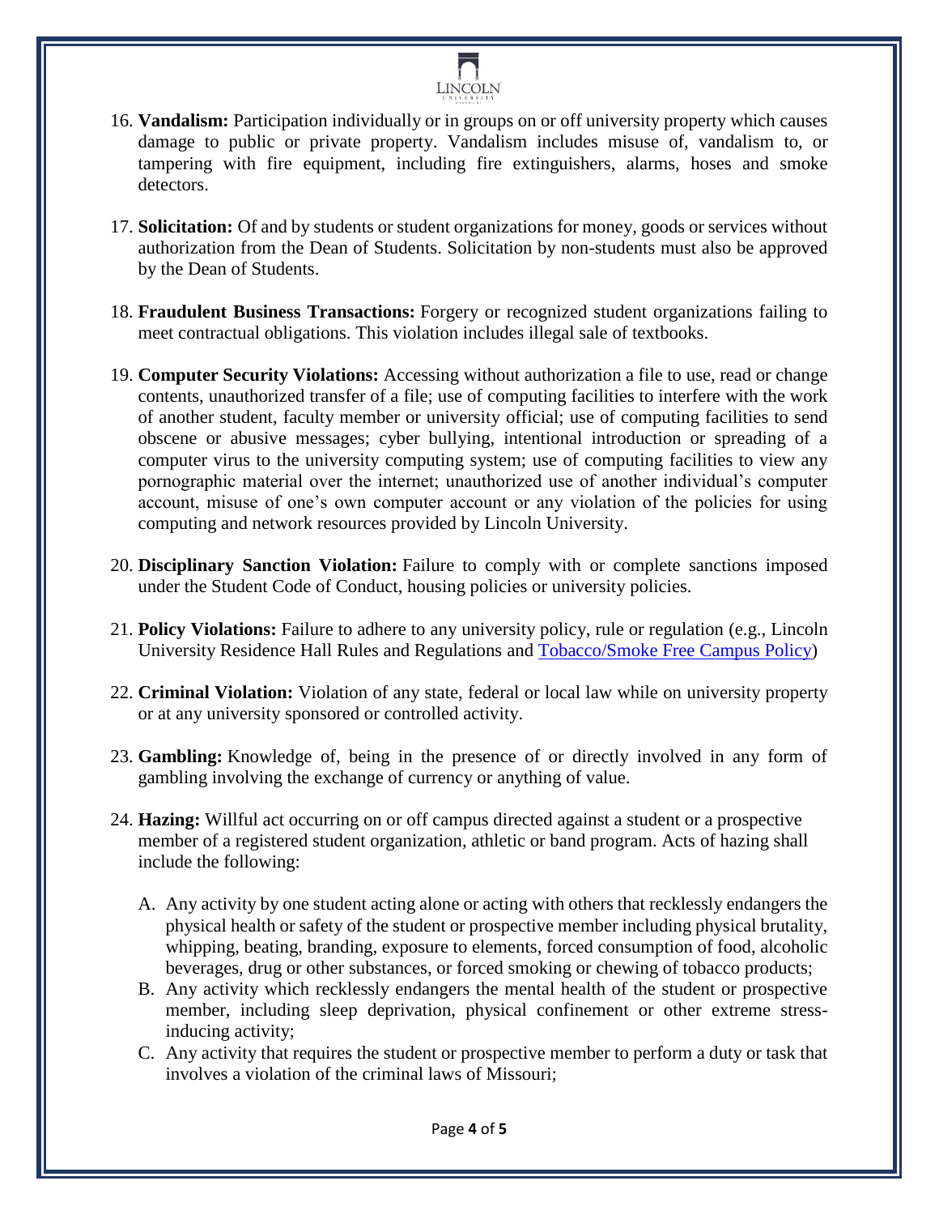16. **Vandalism:** Participation individually or in groups on or off university property which causes damage to public or private property. Vandalism includes misuse of, vandalism to, or tampering with fire equipment, including fire extinguishers, alarms, hoses and smoke detectors.

17. **Solicitation:** Of and by students or student organizations for money, goods or services without authorization from the Dean of Students. Solicitation by non-students must also be approved by the Dean of Students.

18. **Fraudulent Business Transactions:** Forgery or recognized student organizations failing to meet contractual obligations. This violation includes illegal sale of textbooks.

19. **Computer Security Violations:** Accessing without authorization a file to use, read or change contents, unauthorized transfer of a file; use of computing facilities to interfere with the work of another student, faculty member or university official; use of computing facilities to send obscene or abusive messages; cyber bullying, intentional introduction or spreading of a computer virus to the university computing system; use of computing facilities to view any pornographic material over the internet; unauthorized use of another individual's computer account, misuse of one's own computer account or any violation of the policies for using computing and network resources provided by Lincoln University.

20. **Disciplinary Sanction Violation:** Failure to comply with or complete sanctions imposed under the Student Code of Conduct, housing policies or university policies.

21. **Policy Violations:** Failure to adhere to any university policy, rule or regulation (e.g., Lincoln University Residence Hall Rules and Regulations and Tobacco/Smoke Free Campus Policy)

22. **Criminal Violation:** Violation of any state, federal or local law while on university property or at any university sponsored or controlled activity.

23. **Gambling:** Knowledge of, being in the presence of or directly involved in any form of gambling involving the exchange of currency or anything of value.

24. **Hazing:** Willful act occurring on or off campus directed against a student or a prospective member of a registered student organization, athletic or band program. Acts of hazing shall include the following:

    A. Any activity by one student acting alone or acting with others that recklessly endangers the physical health or safety of the student or prospective member including physical brutality, whipping, beating, branding, exposure to elements, forced consumption of food, alcoholic beverages, drug or other substances, or forced smoking or chewing of tobacco products;

    B. Any activity which recklessly endangers the mental health of the student or prospective member, including sleep deprivation, physical confinement or other extreme stress-inducing activity;

    C. Any activity that requires the student or prospective member to perform a duty or task that involves a violation of the criminal laws of Missouri;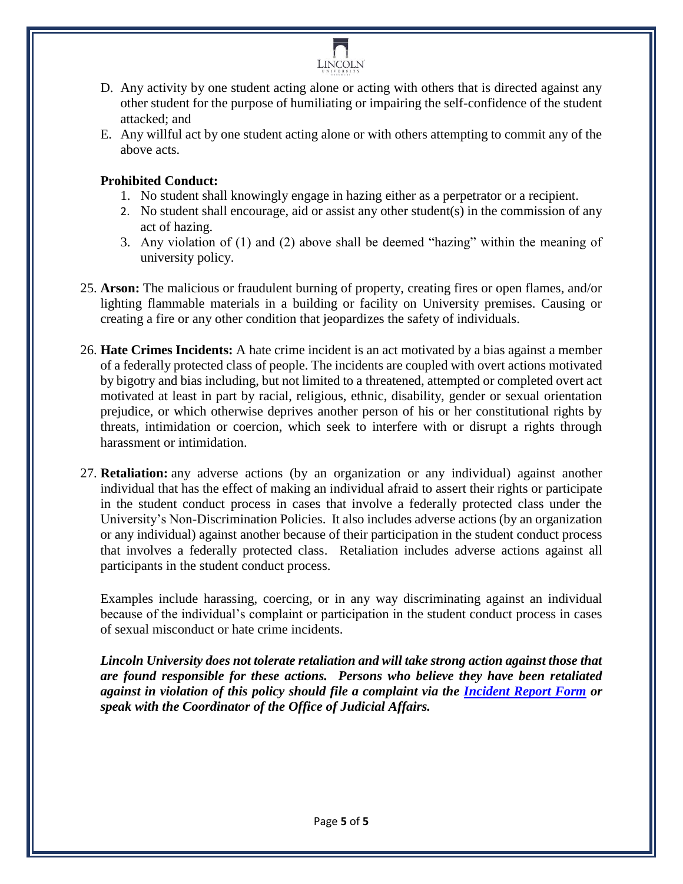D. Any activity by one student acting alone or acting with others that is directed against any other student for the purpose of humiliating or impairing the self-confidence of the student attacked; and
E. Any willful act by one student acting alone or with others attempting to commit any of the above acts.

**Prohibited Conduct:**

1. No student shall knowingly engage in hazing either as a perpetrator or a recipient.
2. No student shall encourage, aid or assist any other student(s) in the commission of any act of hazing.
3. Any violation of (1) and (2) above shall be deemed "hazing" within the meaning of university policy.

25. **Arson:** The malicious or fraudulent burning of property, creating fires or open flames, and/or lighting flammable materials in a building or facility on University premises. Causing or creating a fire or any other condition that jeopardizes the safety of individuals.

26. **Hate Crimes Incidents:** A hate crime incident is an act motivated by a bias against a member of a federally protected class of people. The incidents are coupled with overt actions motivated by bigotry and bias including, but not limited to a threatened, attempted or completed overt act motivated at least in part by racial, religious, ethnic, disability, gender or sexual orientation prejudice, or which otherwise deprives another person of his or her constitutional rights by threats, intimidation or coercion, which seek to interfere with or disrupt a rights through harassment or intimidation.

27. **Retaliation:** any adverse actions (by an organization or any individual) against another individual that has the effect of making an individual afraid to assert their rights or participate in the student conduct process in cases that involve a federally protected class under the University's Non-Discrimination Policies. It also includes adverse actions (by an organization or any individual) against another because of their participation in the student conduct process that involves a federally protected class. Retaliation includes adverse actions against all participants in the student conduct process.

    Examples include harassing, coercing, or in any way discriminating against an individual because of the individual's complaint or participation in the student conduct process in cases of sexual misconduct or hate crime incidents.

    ***Lincoln University does not tolerate retaliation and will take strong action against those that are found responsible for these actions. Persons who believe they have been retaliated against in violation of this policy should file a complaint via the [Incident Report Form] or speak with the Coordinator of the Office of Judicial Affairs.***